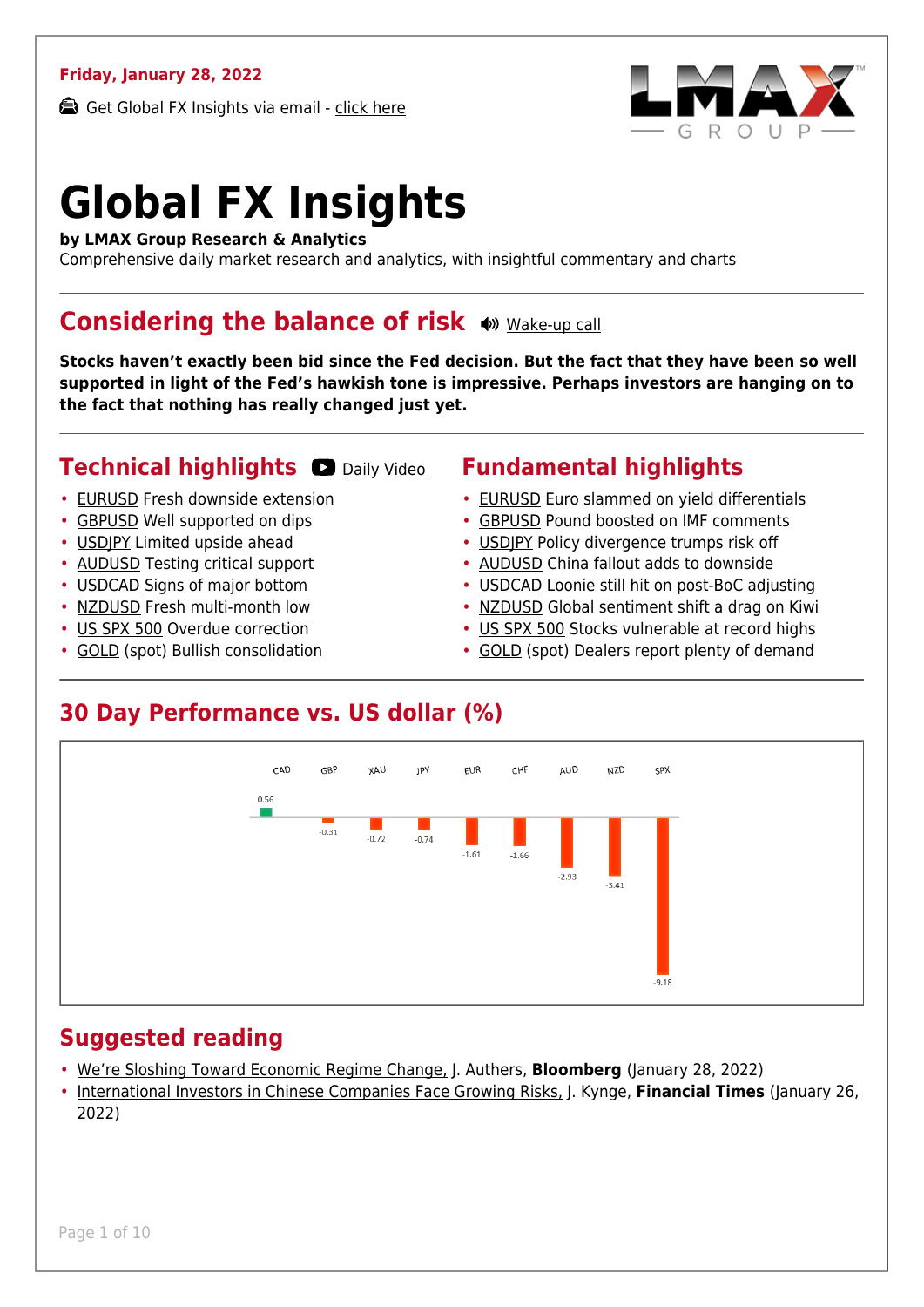**Friday, January 28, 2022**

Get Global FX Insights via email - click here

# Global FX Insights

**by LMAX Group Research & Analytics**

Comprehensive daily market research and analytics, with insightful commentary and charts

## Considering the balance of risk

Wake-up call

**Stocks haven't exactly been bid since the Fed decision. But the fact that they have been so well supported in light of the Fed's hawkish tone is impressive. Perhaps investors are hanging on to the fact that nothing has really changed just yet.**

## Technical highlights

Daily Video

- EURUSD Fresh downside extension
- GBPUSD Well supported on dips
- USDJPY Limited upside ahead
- AUDUSD Testing critical support
- USDCAD Signs of major bottom
- NZDUSD Fresh multi-month low
- US SPX 500 Overdue correction
- GOLD (spot) Bullish consolidation

## Fundamental highlights

- EURUSD Euro slammed on yield differentials
- GBPUSD Pound boosted on IMF comments
- USDJPY Policy divergence trumps risk off
- AUDUSD China fallout adds to downside
- USDCAD Loonie still hit on post-BoC adjusting
- NZDUSD Global sentiment shift a drag on Kiwi
- US SPX 500 Stocks vulnerable at record highs
- GOLD (spot) Dealers report plenty of demand

## 30 Day Performance vs. US dollar (%)

| CAD | GBP | XAU | JPY | EUR | CHF | AUD | NZD | SPX |
|---|---|---|---|---|---|---|---|---|
| 0.56 | -0.31 | -0.72 | -0.74 | -1.61 | -1.66 | -2.93 | -3.41 | -9.18 |

## Suggested reading

- We're Sloshing Toward Economic Regime Change, J. Authers, **Bloomberg** (January 28, 2022)
- International Investors in Chinese Companies Face Growing Risks, J. Kynge, **Financial Times** (January 26, 2022)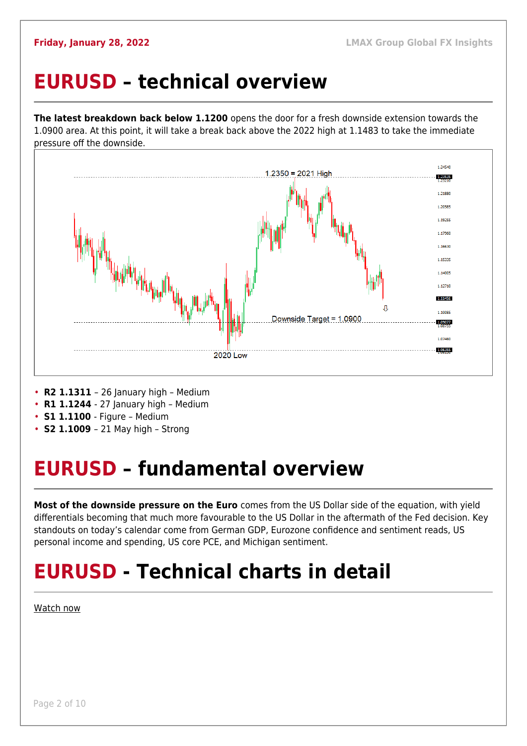# EURUSD – technical overview

**The latest breakdown back below 1.1200** opens the door for a fresh downside extension towards the 1.0900 area. At this point, it will take a break back above the 2022 high at 1.1483 to take the immediate pressure off the downside.

- **R2 1.1311** – 26 January high – Medium
- **R1 1.1244** - 27 January high – Medium
- **S1 1.1100** - Figure – Medium
- **S2 1.1009** – 21 May high – Strong

# EURUSD – fundamental overview

**Most of the downside pressure on the Euro** comes from the US Dollar side of the equation, with yield differentials becoming that much more favourable to the US Dollar in the aftermath of the Fed decision. Key standouts on today's calendar come from German GDP, Eurozone confidence and sentiment reads, US personal income and spending, US core PCE, and Michigan sentiment.

# EURUSD - Technical charts in detail

Watch now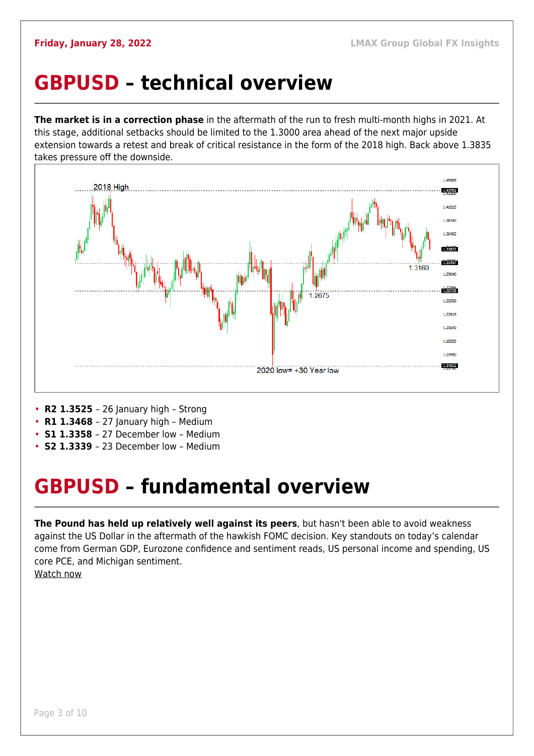# GBPUSD – technical overview

**The market is in a correction phase** in the aftermath of the run to fresh multi-month highs in 2021. At this stage, additional setbacks should be limited to the 1.3000 area ahead of the next major upside extension towards a retest and break of critical resistance in the form of the 2018 high. Back above 1.3835 takes pressure off the downside.

- **R2 1.3525** – 26 January high – Strong
- **R1 1.3468** – 27 January high – Medium
- **S1 1.3358** – 27 December low – Medium
- **S2 1.3339** – 23 December low – Medium

# GBPUSD – fundamental overview

**The Pound has held up relatively well against its peers**, but hasn't been able to avoid weakness against the US Dollar in the aftermath of the hawkish FOMC decision. Key standouts on today's calendar come from German GDP, Eurozone confidence and sentiment reads, US personal income and spending, US core PCE, and Michigan sentiment.

Watch now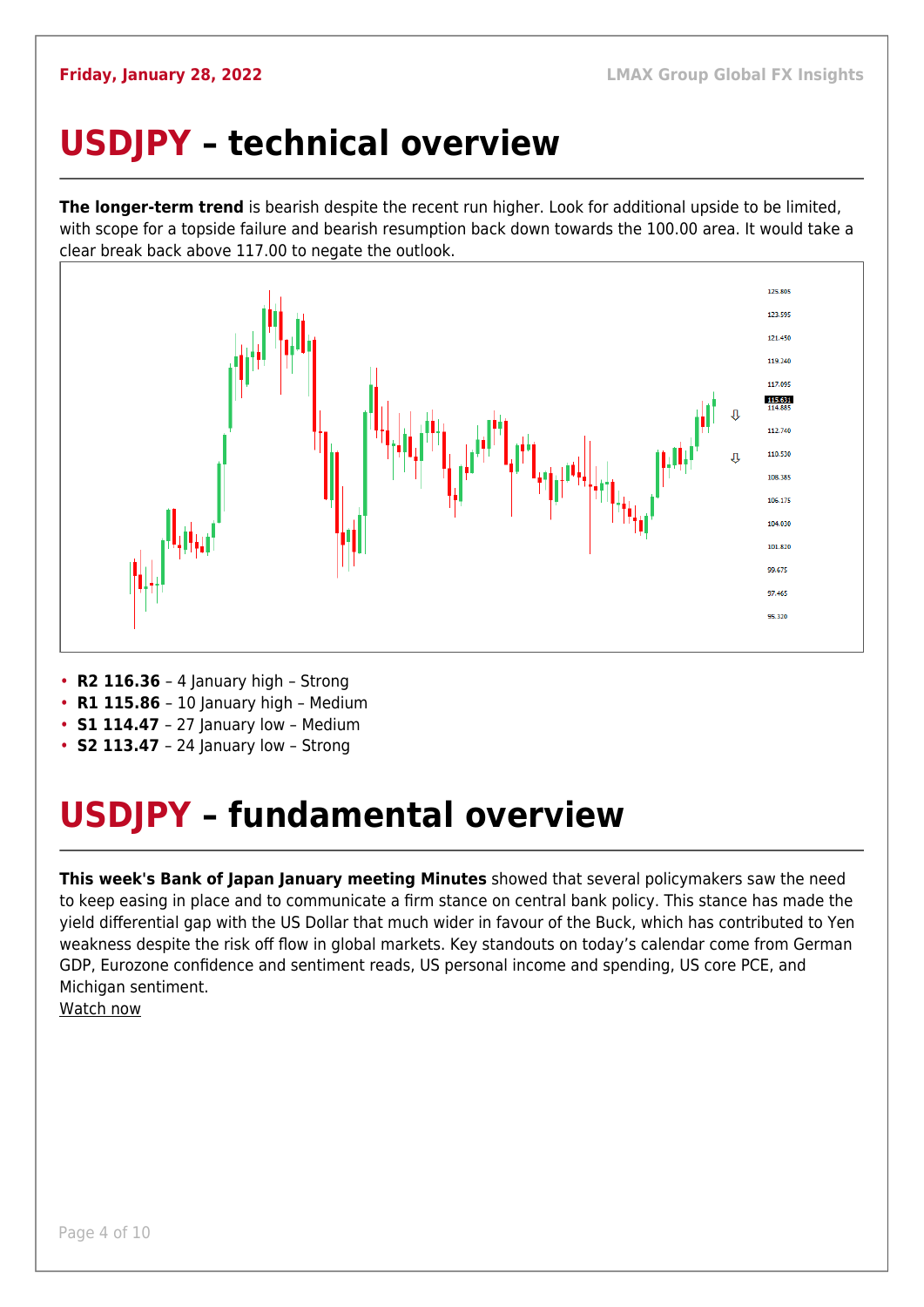# USDJPY – technical overview

**The longer-term trend** is bearish despite the recent run higher. Look for additional upside to be limited, with scope for a topside failure and bearish resumption back down towards the 100.00 area. It would take a clear break back above 117.00 to negate the outlook.

- **R2 116.36** – 4 January high – Strong
- **R1 115.86** – 10 January high – Medium
- **S1 114.47** – 27 January low – Medium
- **S2 113.47** – 24 January low – Strong

# USDJPY – fundamental overview

**This week's Bank of Japan January meeting Minutes** showed that several policymakers saw the need to keep easing in place and to communicate a firm stance on central bank policy. This stance has made the yield differential gap with the US Dollar that much wider in favour of the Buck, which has contributed to Yen weakness despite the risk off flow in global markets. Key standouts on today's calendar come from German GDP, Eurozone confidence and sentiment reads, US personal income and spending, US core PCE, and Michigan sentiment.

Watch now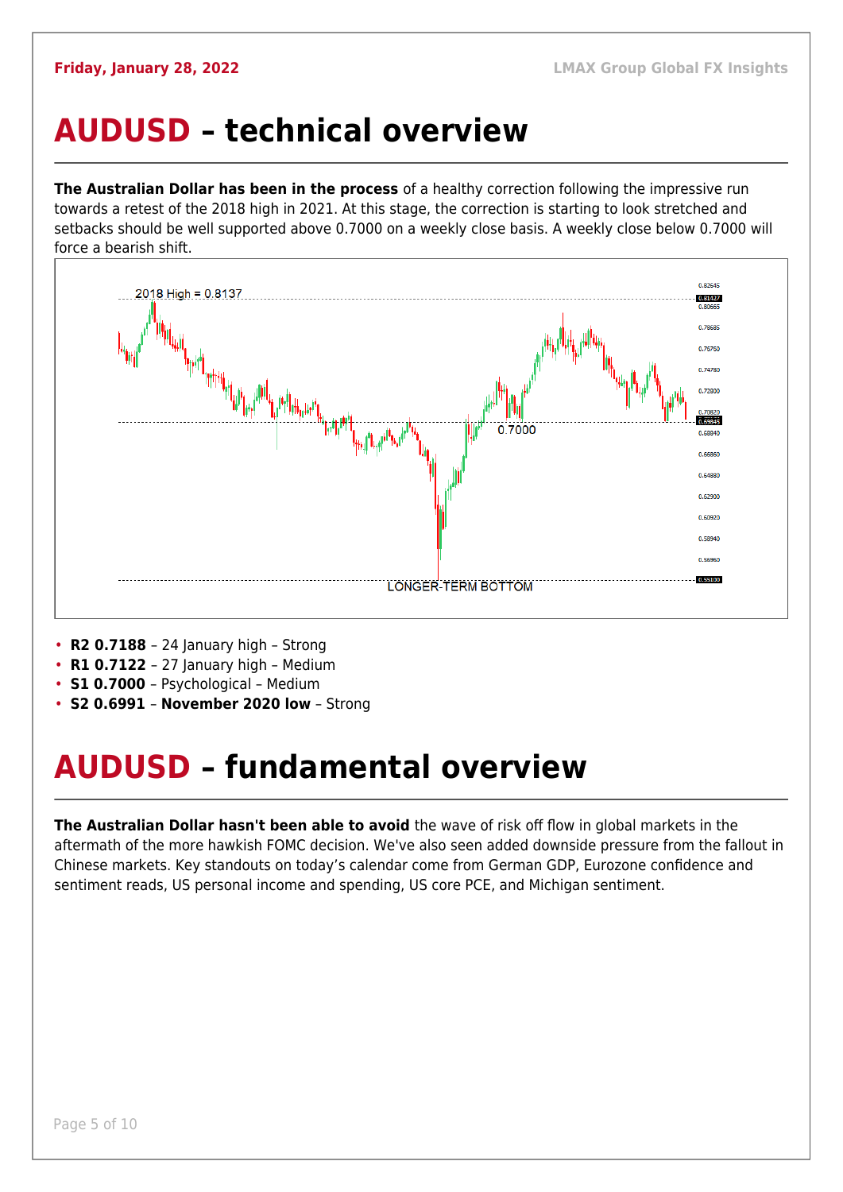# AUDUSD – technical overview

**The Australian Dollar has been in the process** of a healthy correction following the impressive run towards a retest of the 2018 high in 2021. At this stage, the correction is starting to look stretched and setbacks should be well supported above 0.7000 on a weekly close basis. A weekly close below 0.7000 will force a bearish shift.

- **R2 0.7188** – 24 January high – Strong
- **R1 0.7122** – 27 January high – Medium
- **S1 0.7000** – Psychological – Medium
- **S2 0.6991** – **November 2020 low** – Strong

# AUDUSD – fundamental overview

**The Australian Dollar hasn't been able to avoid** the wave of risk off flow in global markets in the aftermath of the more hawkish FOMC decision. We've also seen added downside pressure from the fallout in Chinese markets. Key standouts on today's calendar come from German GDP, Eurozone confidence and sentiment reads, US personal income and spending, US core PCE, and Michigan sentiment.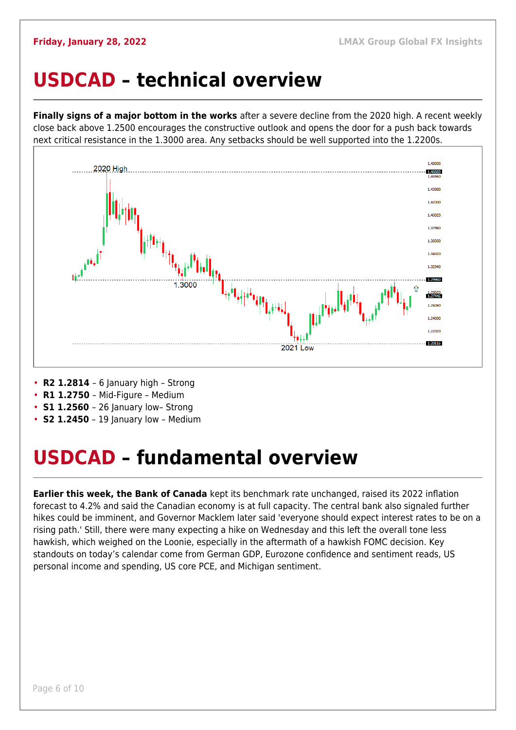Friday, January 28, 2022

# USDCAD – technical overview

**Finally signs of a major bottom in the works** after a severe decline from the 2020 high. A recent weekly close back above 1.2500 encourages the constructive outlook and opens the door for a push back towards next critical resistance in the 1.3000 area. Any setbacks should be well supported into the 1.2200s.

- **R2 1.2814** – 6 January high – Strong
- **R1 1.2750** – Mid-Figure – Medium
- **S1 1.2560** – 26 January low– Strong
- **S2 1.2450** – 19 January low – Medium

# USDCAD – fundamental overview

**Earlier this week, the Bank of Canada** kept its benchmark rate unchanged, raised its 2022 inflation forecast to 4.2% and said the Canadian economy is at full capacity. The central bank also signaled further hikes could be imminent, and Governor Macklem later said 'everyone should expect interest rates to be on a rising path.' Still, there were many expecting a hike on Wednesday and this left the overall tone less hawkish, which weighed on the Loonie, especially in the aftermath of a hawkish FOMC decision. Key standouts on today's calendar come from German GDP, Eurozone confidence and sentiment reads, US personal income and spending, US core PCE, and Michigan sentiment.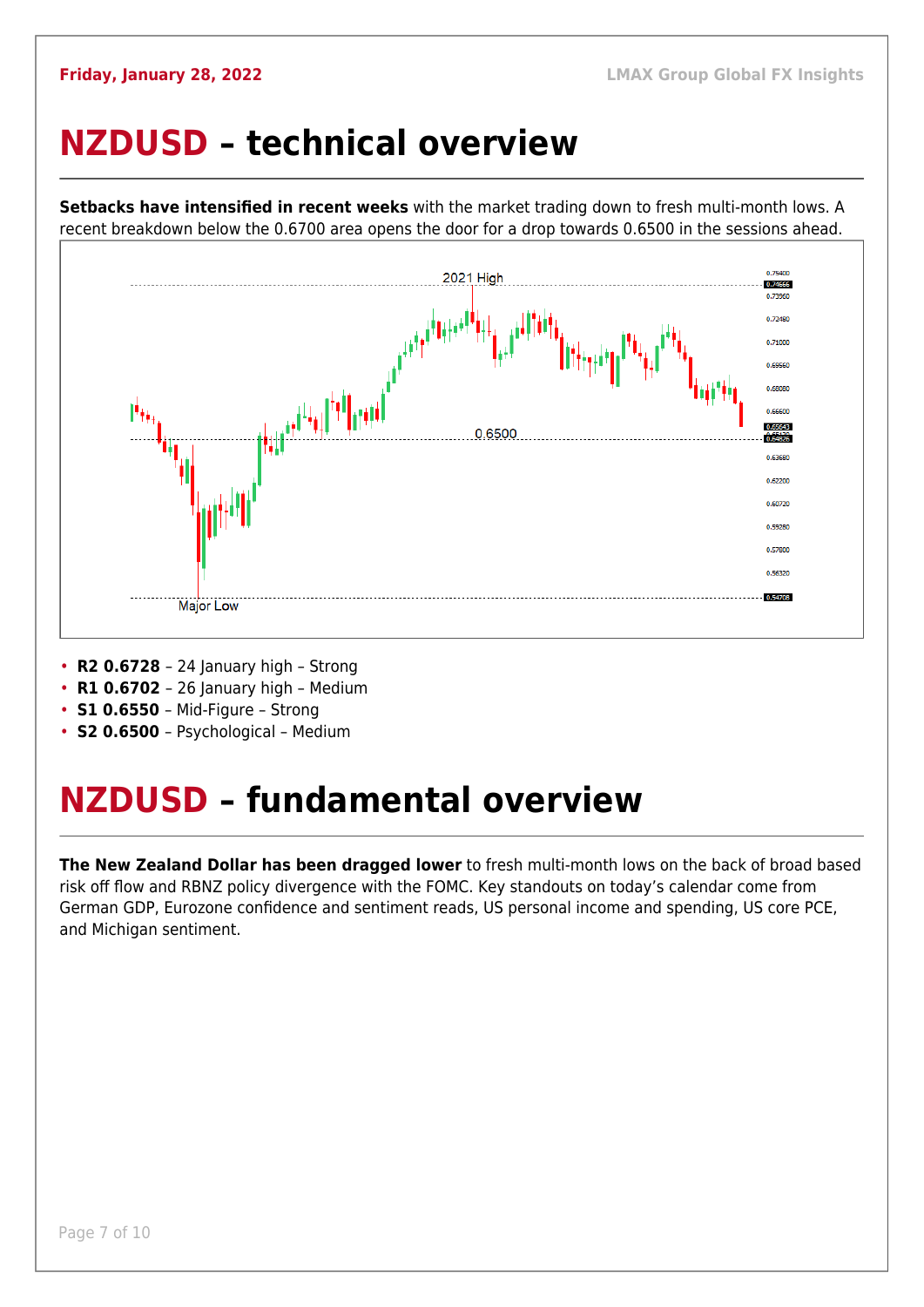# NZDUSD – technical overview

**Setbacks have intensified in recent weeks** with the market trading down to fresh multi-month lows. A recent breakdown below the 0.6700 area opens the door for a drop towards 0.6500 in the sessions ahead.

- **R2 0.6728** – 24 January high – Strong
- **R1 0.6702** – 26 January high – Medium
- **S1 0.6550** – Mid-Figure – Strong
- **S2 0.6500** – Psychological – Medium

# NZDUSD – fundamental overview

**The New Zealand Dollar has been dragged lower** to fresh multi-month lows on the back of broad based risk off flow and RBNZ policy divergence with the FOMC. Key standouts on today's calendar come from German GDP, Eurozone confidence and sentiment reads, US personal income and spending, US core PCE, and Michigan sentiment.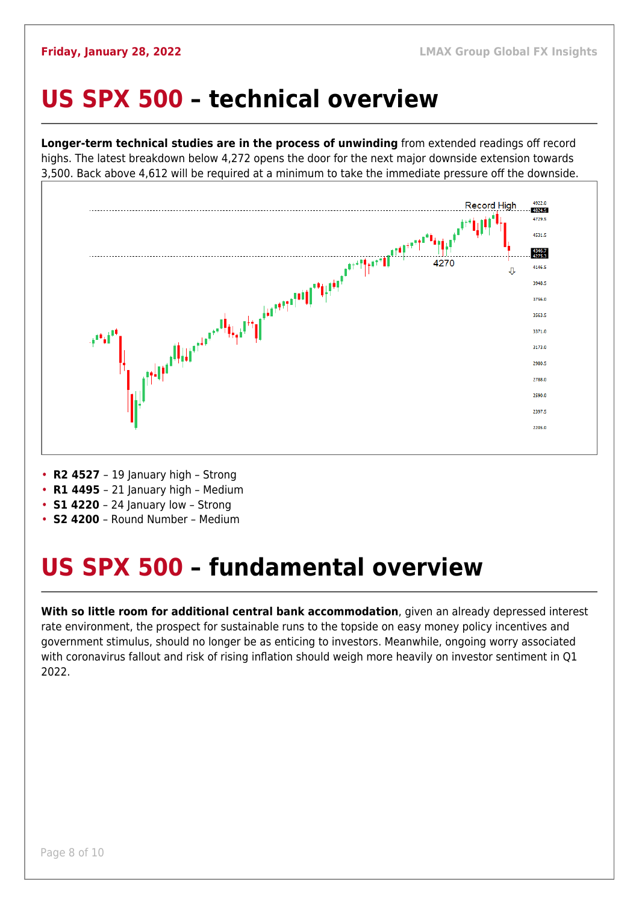# US SPX 500 – technical overview

**Longer-term technical studies are in the process of unwinding** from extended readings off record highs. The latest breakdown below 4,272 opens the door for the next major downside extension towards 3,500. Back above 4,612 will be required at a minimum to take the immediate pressure off the downside.

- **R2 4527** – 19 January high – Strong
- **R1 4495** – 21 January high – Medium
- **S1 4220** – 24 January low – Strong
- **S2 4200** – Round Number – Medium

# US SPX 500 – fundamental overview

**With so little room for additional central bank accommodation**, given an already depressed interest rate environment, the prospect for sustainable runs to the topside on easy money policy incentives and government stimulus, should no longer be as enticing to investors. Meanwhile, ongoing worry associated with coronavirus fallout and risk of rising inflation should weigh more heavily on investor sentiment in Q1 2022.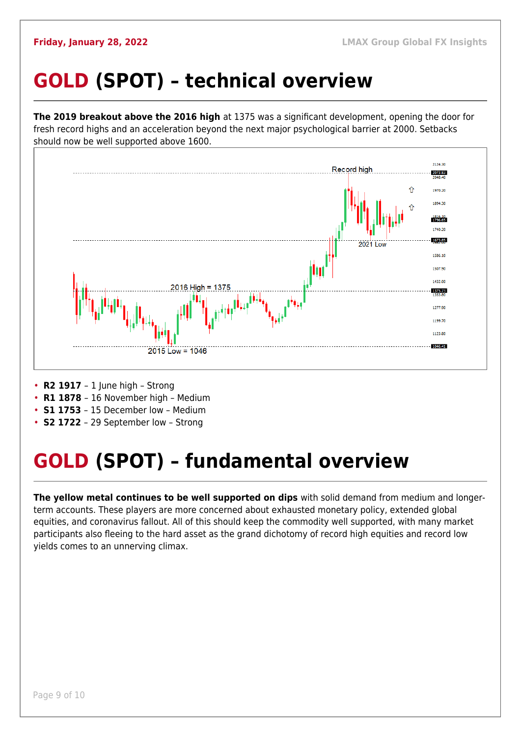# GOLD (SPOT) – technical overview

**The 2019 breakout above the 2016 high** at 1375 was a significant development, opening the door for fresh record highs and an acceleration beyond the next major psychological barrier at 2000. Setbacks should now be well supported above 1600.

- **R2 1917** – 1 June high – Strong
- **R1 1878** – 16 November high – Medium
- **S1 1753** – 15 December low – Medium
- **S2 1722** – 29 September low – Strong

# GOLD (SPOT) – fundamental overview

**The yellow metal continues to be well supported on dips** with solid demand from medium and longer-term accounts. These players are more concerned about exhausted monetary policy, extended global equities, and coronavirus fallout. All of this should keep the commodity well supported, with many market participants also fleeing to the hard asset as the grand dichotomy of record high equities and record low yields comes to an unnerving climax.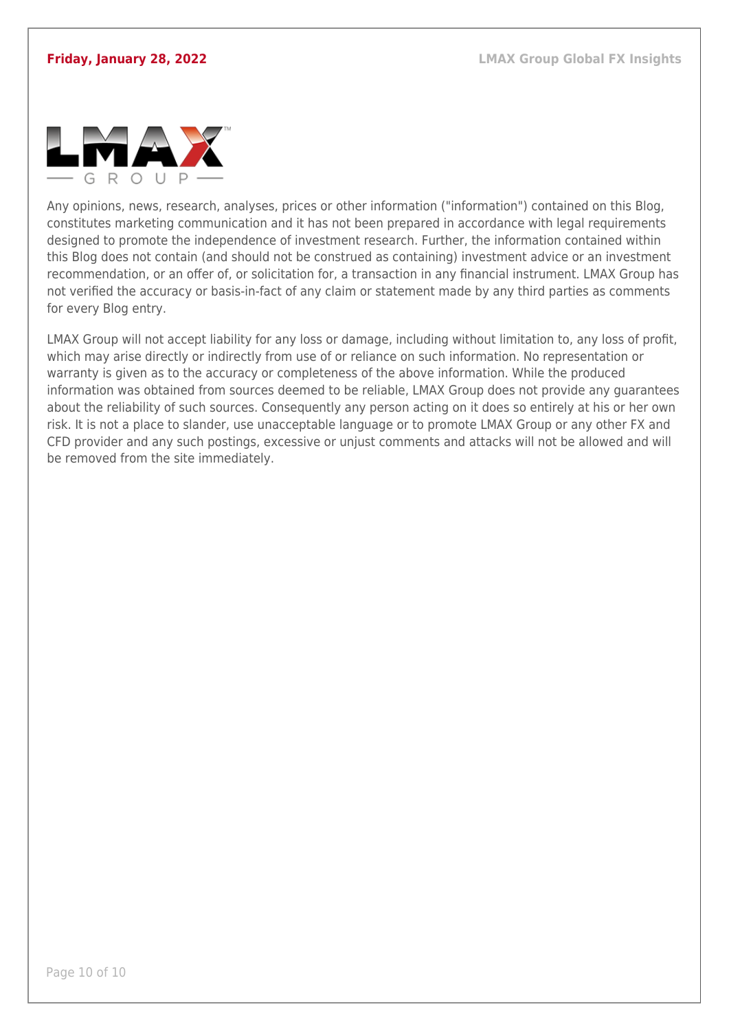Any opinions, news, research, analyses, prices or other information ("information") contained on this Blog, constitutes marketing communication and it has not been prepared in accordance with legal requirements designed to promote the independence of investment research. Further, the information contained within this Blog does not contain (and should not be construed as containing) investment advice or an investment recommendation, or an offer of, or solicitation for, a transaction in any financial instrument. LMAX Group has not verified the accuracy or basis-in-fact of any claim or statement made by any third parties as comments for every Blog entry.

LMAX Group will not accept liability for any loss or damage, including without limitation to, any loss of profit, which may arise directly or indirectly from use of or reliance on such information. No representation or warranty is given as to the accuracy or completeness of the above information. While the produced information was obtained from sources deemed to be reliable, LMAX Group does not provide any guarantees about the reliability of such sources. Consequently any person acting on it does so entirely at his or her own risk. It is not a place to slander, use unacceptable language or to promote LMAX Group or any other FX and CFD provider and any such postings, excessive or unjust comments and attacks will not be allowed and will be removed from the site immediately.